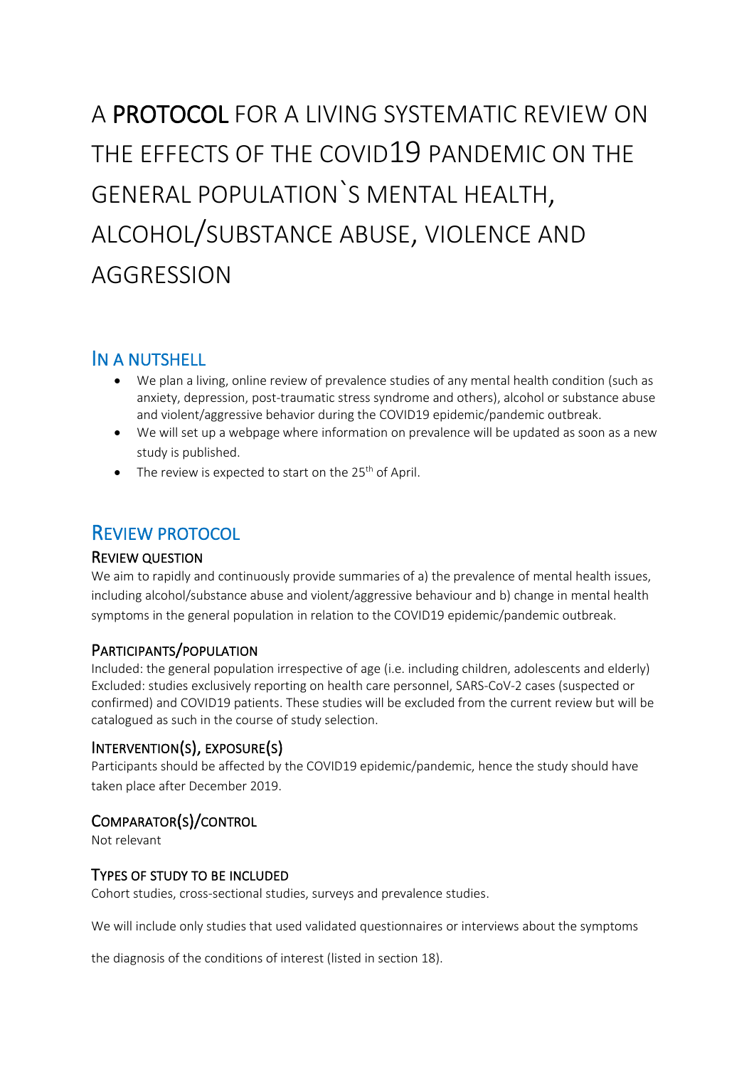# A PROTOCOL FOR A LIVING SYSTEMATIC REVIEW ON THE EFFECTS OF THE COVID19 PANDEMIC ON THE GENERAL POPULATION`S MENTAL HEALTH, ALCOHOL/SUBSTANCE ABUSE, VIOLENCE AND AGGRESSION

## In a nutshell

- We plan a living, online review of prevalence studies of any mental health condition (such as anxiety, depression, post-traumatic stress syndrome and others), alcohol or substance abuse and violent/aggressive behavior during the COVID19 epidemic/pandemic outbreak.
- We will set up a webpage where information on prevalence will be updated as soon as a new study is published.
- The review is expected to start on the 25th of April.

## Review protocol

### Review question

We aim to rapidly and continuously provide summaries of a) the prevalence of mental health issues, including alcohol/substance abuse and violent/aggressive behaviour and b) change in mental health symptoms in the general population in relation to the COVID19 epidemic/pandemic outbreak.

### Participants/population

Included: the general population irrespective of age (i.e. including children, adolescents and elderly)
Excluded: studies exclusively reporting on health care personnel, SARS-CoV-2 cases (suspected or confirmed) and COVID19 patients. These studies will be excluded from the current review but will be catalogued as such in the course of study selection.

### Intervention(s), exposure(s)

Participants should be affected by the COVID19 epidemic/pandemic, hence the study should have taken place after December 2019.

### Comparator(s)/control

Not relevant

### Types of study to be included

Cohort studies, cross-sectional studies, surveys and prevalence studies.

We will include only studies that used validated questionnaires or interviews about the symptoms

the diagnosis of the conditions of interest (listed in section 18).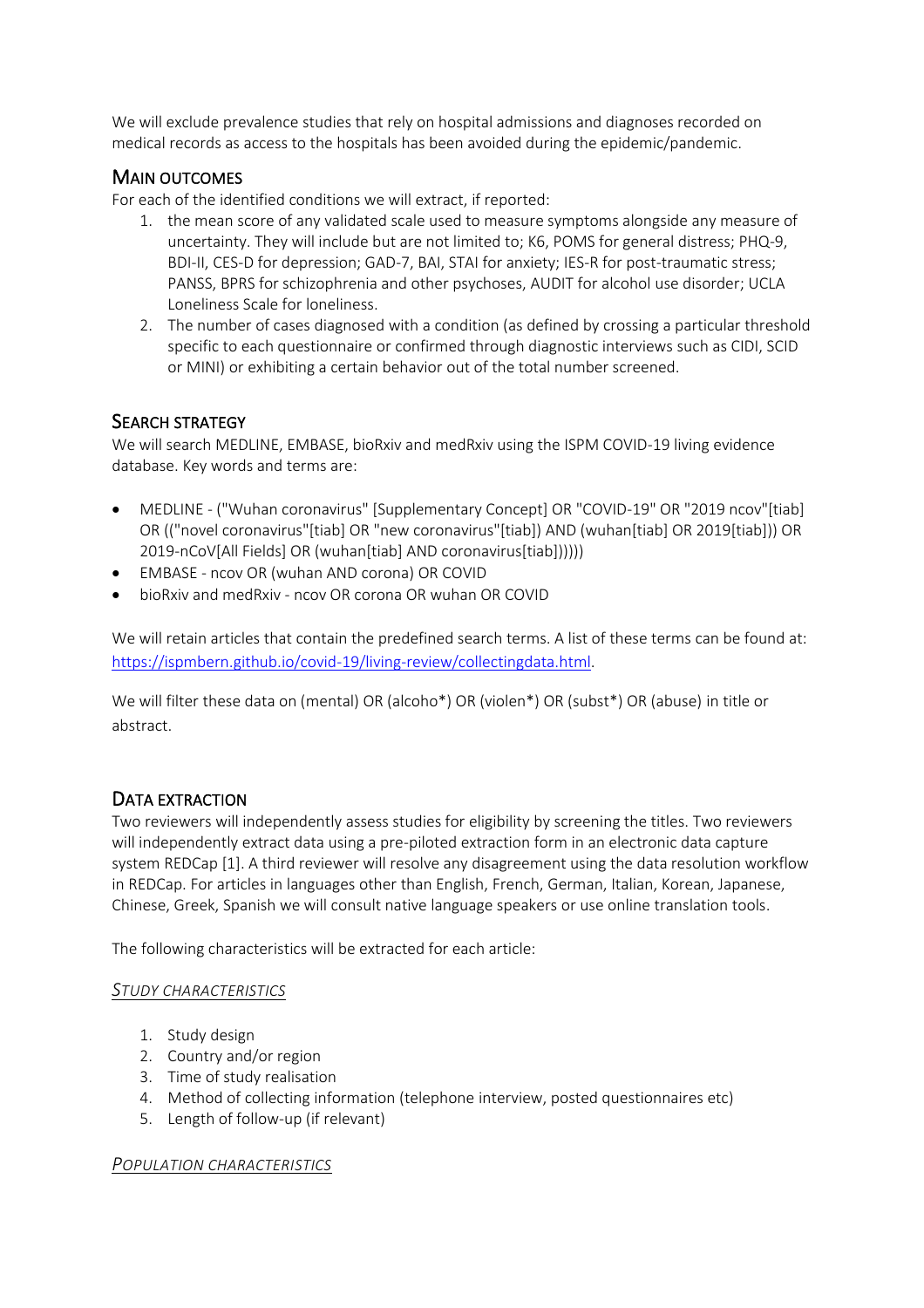We will exclude prevalence studies that rely on hospital admissions and diagnoses recorded on medical records as access to the hospitals has been avoided during the epidemic/pandemic.

## MAIN OUTCOMES

For each of the identified conditions we will extract, if reported:

1. the mean score of any validated scale used to measure symptoms alongside any measure of uncertainty. They will include but are not limited to; K6, POMS for general distress; PHQ-9, BDI-II, CES-D for depression; GAD-7, BAI, STAI for anxiety; IES-R for post-traumatic stress; PANSS, BPRS for schizophrenia and other psychoses, AUDIT for alcohol use disorder; UCLA Loneliness Scale for loneliness.
2. The number of cases diagnosed with a condition (as defined by crossing a particular threshold specific to each questionnaire or confirmed through diagnostic interviews such as CIDI, SCID or MINI) or exhibiting a certain behavior out of the total number screened.

## SEARCH STRATEGY

We will search MEDLINE, EMBASE, bioRxiv and medRxiv using the ISPM COVID-19 living evidence database. Key words and terms are:

- MEDLINE - ("Wuhan coronavirus" [Supplementary Concept] OR "COVID-19" OR "2019 ncov"[tiab] OR (("novel coronavirus"[tiab] OR "new coronavirus"[tiab]) AND (wuhan[tiab] OR 2019[tiab])) OR 2019-nCoV[All Fields] OR (wuhan[tiab] AND coronavirus[tiab])))))
- EMBASE - ncov OR (wuhan AND corona) OR COVID
- bioRxiv and medRxiv - ncov OR corona OR wuhan OR COVID

We will retain articles that contain the predefined search terms. A list of these terms can be found at: https://ispmbern.github.io/covid-19/living-review/collectingdata.html.

We will filter these data on (mental) OR (alcoho*) OR (violen*) OR (subst*) OR (abuse) in title or abstract.

## DATA EXTRACTION

Two reviewers will independently assess studies for eligibility by screening the titles. Two reviewers will independently extract data using a pre-piloted extraction form in an electronic data capture system REDCap [1]. A third reviewer will resolve any disagreement using the data resolution workflow in REDCap. For articles in languages other than English, French, German, Italian, Korean, Japanese, Chinese, Greek, Spanish we will consult native language speakers or use online translation tools.

The following characteristics will be extracted for each article:

### *STUDY CHARACTERISTICS*

1. Study design
2. Country and/or region
3. Time of study realisation
4. Method of collecting information (telephone interview, posted questionnaires etc)
5. Length of follow-up (if relevant)

### *POPULATION CHARACTERISTICS*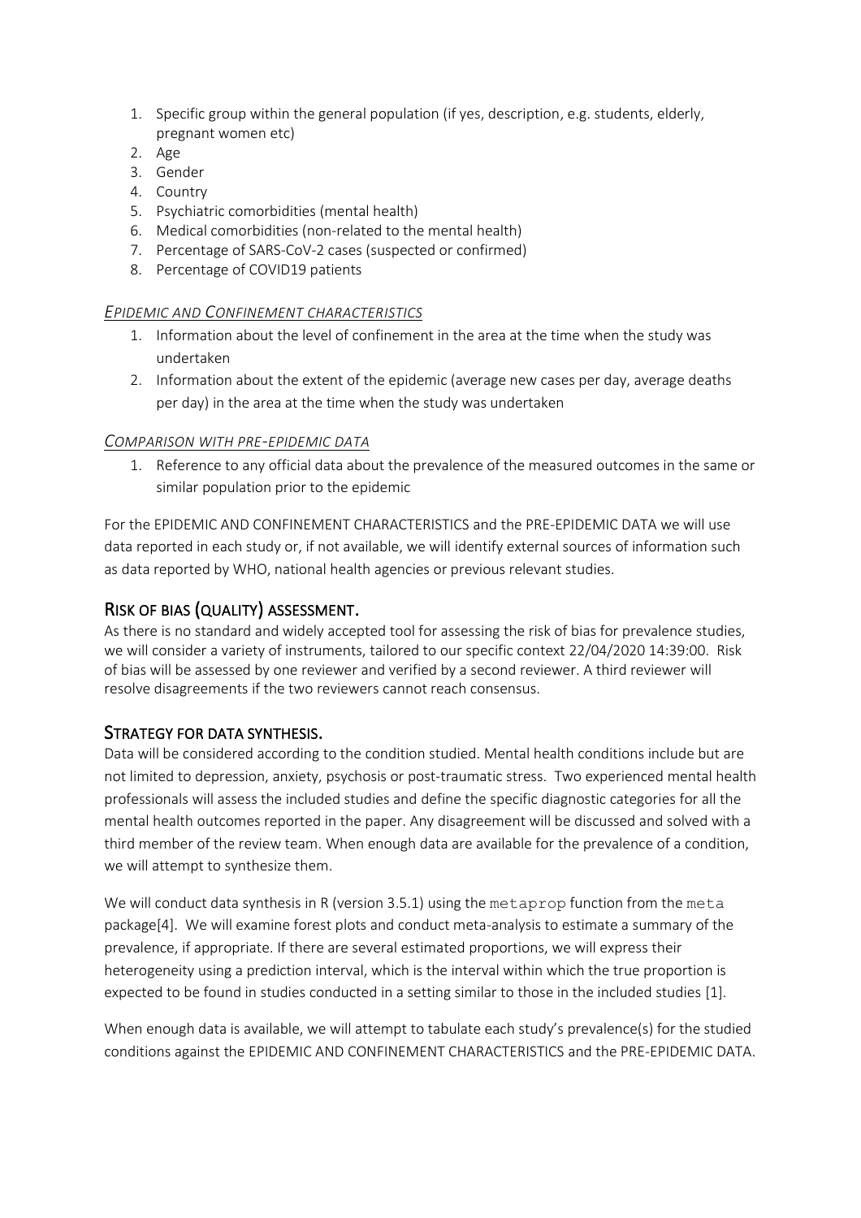1. Specific group within the general population (if yes, description, e.g. students, elderly, pregnant women etc)
2. Age
3. Gender
4. Country
5. Psychiatric comorbidities (mental health)
6. Medical comorbidities (non-related to the mental health)
7. Percentage of SARS-CoV-2 cases (suspected or confirmed)
8. Percentage of COVID19 patients

### *EPIDEMIC AND CONFINEMENT CHARACTERISTICS*

1. Information about the level of confinement in the area at the time when the study was undertaken
2. Information about the extent of the epidemic (average new cases per day, average deaths per day) in the area at the time when the study was undertaken

### *COMPARISON WITH PRE-EPIDEMIC DATA*

1. Reference to any official data about the prevalence of the measured outcomes in the same or similar population prior to the epidemic

For the EPIDEMIC AND CONFINEMENT CHARACTERISTICS and the PRE-EPIDEMIC DATA we will use data reported in each study or, if not available, we will identify external sources of information such as data reported by WHO, national health agencies or previous relevant studies.

## RISK OF BIAS (QUALITY) ASSESSMENT.

As there is no standard and widely accepted tool for assessing the risk of bias for prevalence studies, we will consider a variety of instruments, tailored to our specific context 22/04/2020 14:39:00. Risk of bias will be assessed by one reviewer and verified by a second reviewer. A third reviewer will resolve disagreements if the two reviewers cannot reach consensus.

## STRATEGY FOR DATA SYNTHESIS.

Data will be considered according to the condition studied. Mental health conditions include but are not limited to depression, anxiety, psychosis or post-traumatic stress. Two experienced mental health professionals will assess the included studies and define the specific diagnostic categories for all the mental health outcomes reported in the paper. Any disagreement will be discussed and solved with a third member of the review team. When enough data are available for the prevalence of a condition, we will attempt to synthesize them.

We will conduct data synthesis in R (version 3.5.1) using the `metaprop` function from the `meta` package[4]. We will examine forest plots and conduct meta-analysis to estimate a summary of the prevalence, if appropriate. If there are several estimated proportions, we will express their heterogeneity using a prediction interval, which is the interval within which the true proportion is expected to be found in studies conducted in a setting similar to those in the included studies [1].

When enough data is available, we will attempt to tabulate each study's prevalence(s) for the studied conditions against the EPIDEMIC AND CONFINEMENT CHARACTERISTICS and the PRE-EPIDEMIC DATA.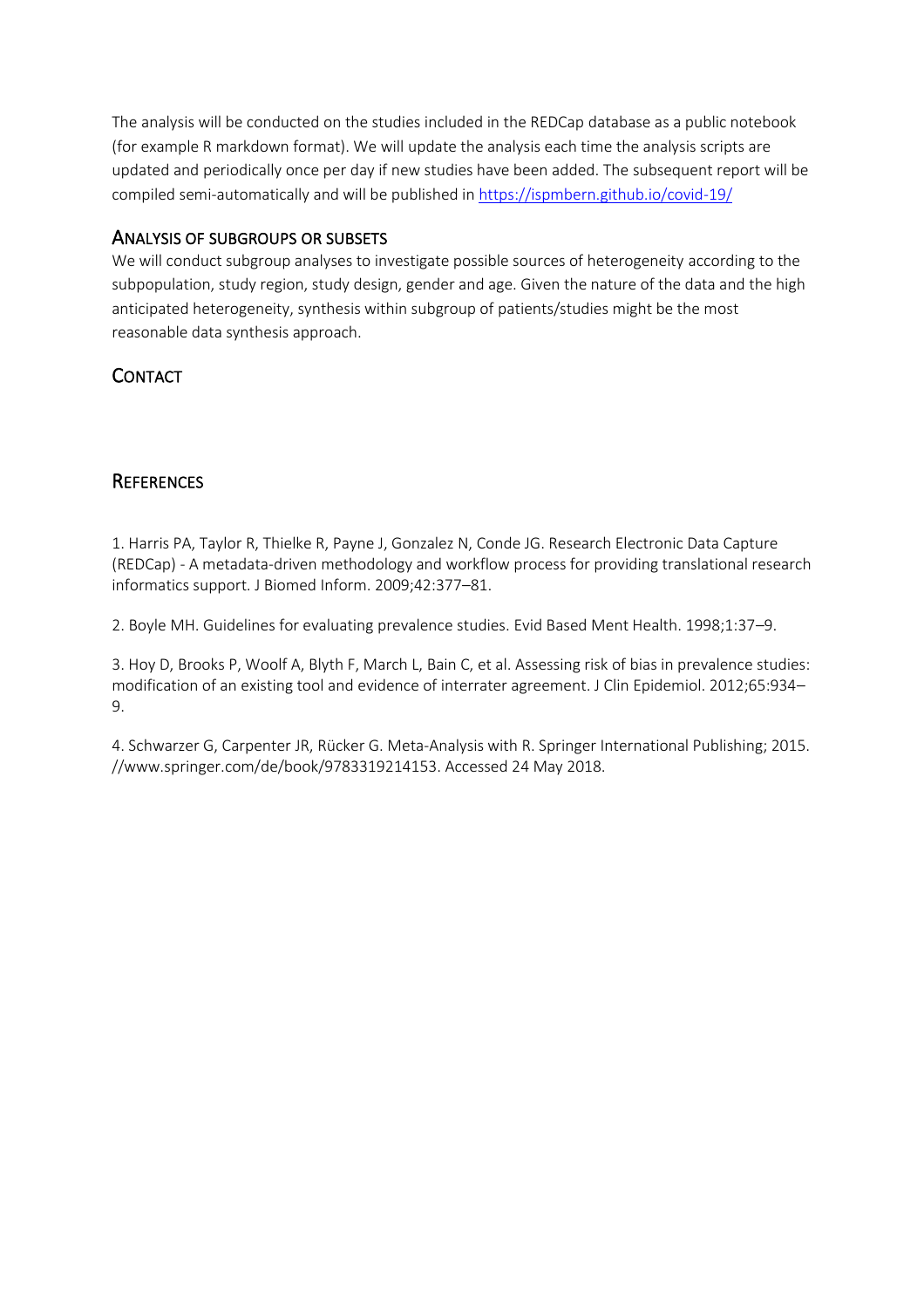The analysis will be conducted on the studies included in the REDCap database as a public notebook (for example R markdown format). We will update the analysis each time the analysis scripts are updated and periodically once per day if new studies have been added. The subsequent report will be compiled semi-automatically and will be published in https://ispmbern.github.io/covid-19/

## Analysis of subgroups or subsets

We will conduct subgroup analyses to investigate possible sources of heterogeneity according to the subpopulation, study region, study design, gender and age. Given the nature of the data and the high anticipated heterogeneity, synthesis within subgroup of patients/studies might be the most reasonable data synthesis approach.

## Contact

## References

1. Harris PA, Taylor R, Thielke R, Payne J, Gonzalez N, Conde JG. Research Electronic Data Capture (REDCap) - A metadata-driven methodology and workflow process for providing translational research informatics support. J Biomed Inform. 2009;42:377–81.

2. Boyle MH. Guidelines for evaluating prevalence studies. Evid Based Ment Health. 1998;1:37–9.

3. Hoy D, Brooks P, Woolf A, Blyth F, March L, Bain C, et al. Assessing risk of bias in prevalence studies: modification of an existing tool and evidence of interrater agreement. J Clin Epidemiol. 2012;65:934–9.

4. Schwarzer G, Carpenter JR, Rücker G. Meta-Analysis with R. Springer International Publishing; 2015. //www.springer.com/de/book/9783319214153. Accessed 24 May 2018.